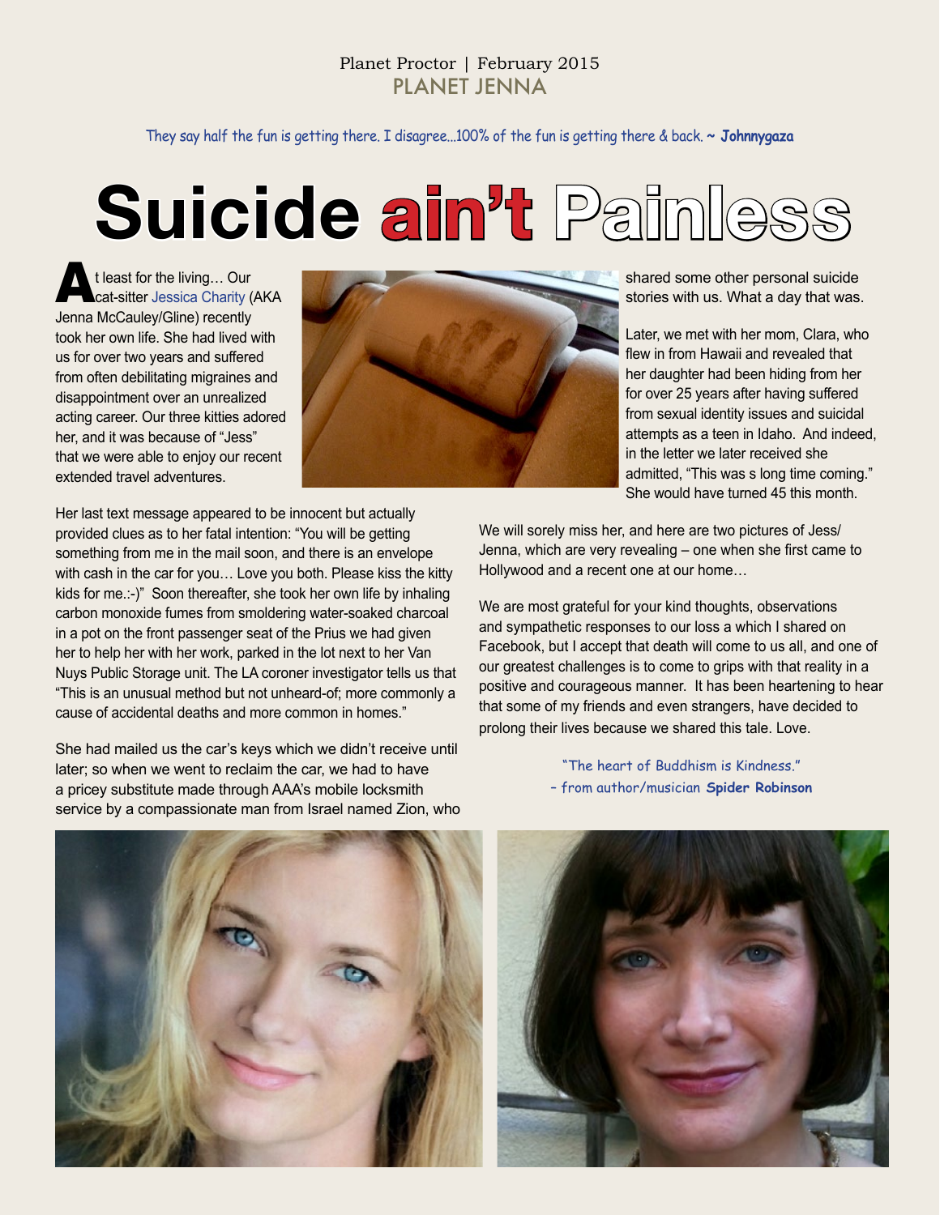Planet Proctor | February 2015

PLANET JENNA

They say half the fun is getting there. I disagree...100% of the fun is getting there & back. ~ **Johnnygaza**

# Suicide ain't Painless

At least for the living… Our cat-sitter Jessica Charity (AKA Jenna McCauley/Gline) recently took her own life. She had lived with us for over two years and suffered from often debilitating migraines and disappointment over an unrealized acting career. Our three kitties adored her, and it was because of "Jess" that we were able to enjoy our recent extended travel adventures.

Her last text message appeared to be innocent but actually provided clues as to her fatal intention: "You will be getting something from me in the mail soon, and there is an envelope with cash in the car for you… Love you both. Please kiss the kitty kids for me.:-)" Soon thereafter, she took her own life by inhaling carbon monoxide fumes from smoldering water-soaked charcoal in a pot on the front passenger seat of the Prius we had given her to help her with her work, parked in the lot next to her Van Nuys Public Storage unit. The LA coroner investigator tells us that "This is an unusual method but not unheard-of; more commonly a cause of accidental deaths and more common in homes."

She had mailed us the car's keys which we didn't receive until later; so when we went to reclaim the car, we had to have a pricey substitute made through AAA's mobile locksmith service by a compassionate man from Israel named Zion, who shared some other personal suicide stories with us. What a day that was.

Later, we met with her mom, Clara, who flew in from Hawaii and revealed that her daughter had been hiding from her for over 25 years after having suffered from sexual identity issues and suicidal attempts as a teen in Idaho. And indeed, in the letter we later received she admitted, "This was s long time coming." She would have turned 45 this month.

We will sorely miss her, and here are two pictures of Jess/ Jenna, which are very revealing – one when she first came to Hollywood and a recent one at our home…

We are most grateful for your kind thoughts, observations and sympathetic responses to our loss a which I shared on Facebook, but I accept that death will come to us all, and one of our greatest challenges is to come to grips with that reality in a positive and courageous manner. It has been heartening to hear that some of my friends and even strangers, have decided to prolong their lives because we shared this tale. Love.

"The heart of Buddhism is Kindness."
– from author/musician **Spider Robinson**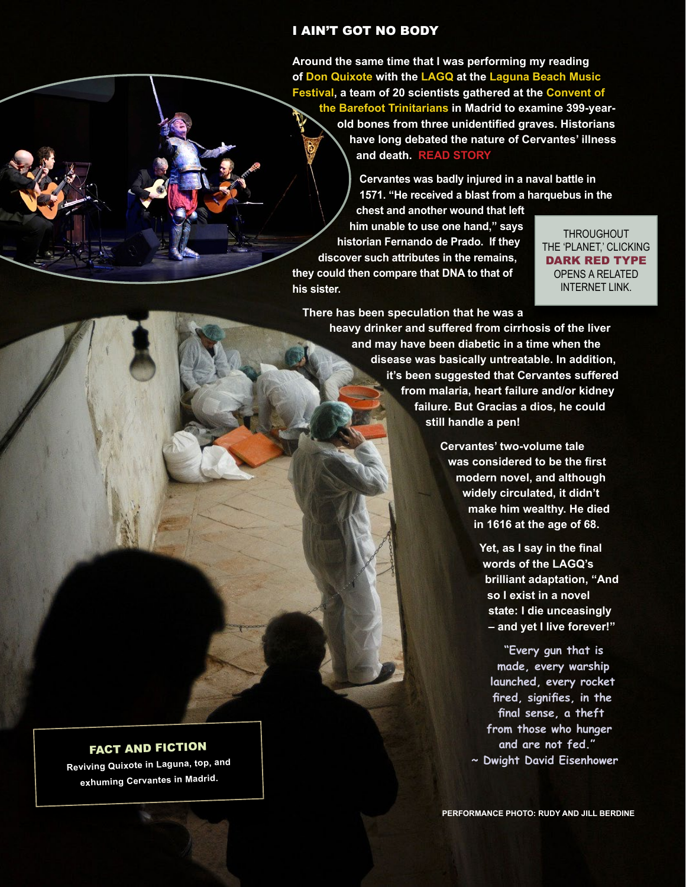## I AIN'T GOT NO BODY

Around the same time that I was performing my reading of Don Quixote with the LAGQ at the Laguna Beach Music Festival, a team of 20 scientists gathered at the Convent of the Barefoot Trinitarians in Madrid to examine 399-year-old bones from three unidentified graves. Historians have long debated the nature of Cervantes' illness and death. READ STORY

Cervantes was badly injured in a naval battle in 1571. "He received a blast from a harquebus in the chest and another wound that left him unable to use one hand," says historian Fernando de Prado. If they discover such attributes in the remains, they could then compare that DNA to that of his sister.

There has been speculation that he was a heavy drinker and suffered from cirrhosis of the liver and may have been diabetic in a time when the disease was basically untreatable. In addition, it's been suggested that Cervantes suffered from malaria, heart failure and/or kidney failure. But Gracias a dios, he could still handle a pen!

Cervantes' two-volume tale was considered to be the first modern novel, and although widely circulated, it didn't make him wealthy. He died in 1616 at the age of 68.

Yet, as I say in the final words of the LAGQ's brilliant adaptation, "And so I exist in a novel state: I die unceasingly – and yet I live forever!"

THROUGHOUT THE 'PLANET,' CLICKING **DARK RED TYPE** OPENS A RELATED INTERNET LINK.

"Every gun that is made, every warship launched, every rocket fired, signifies, in the final sense, a theft from those who hunger and are not fed."
~ Dwight David Eisenhower

**FACT AND FICTION**
Reviving Quixote in Laguna, top, and exhuming Cervantes in Madrid.

PERFORMANCE PHOTO: RUDY AND JILL BERDINE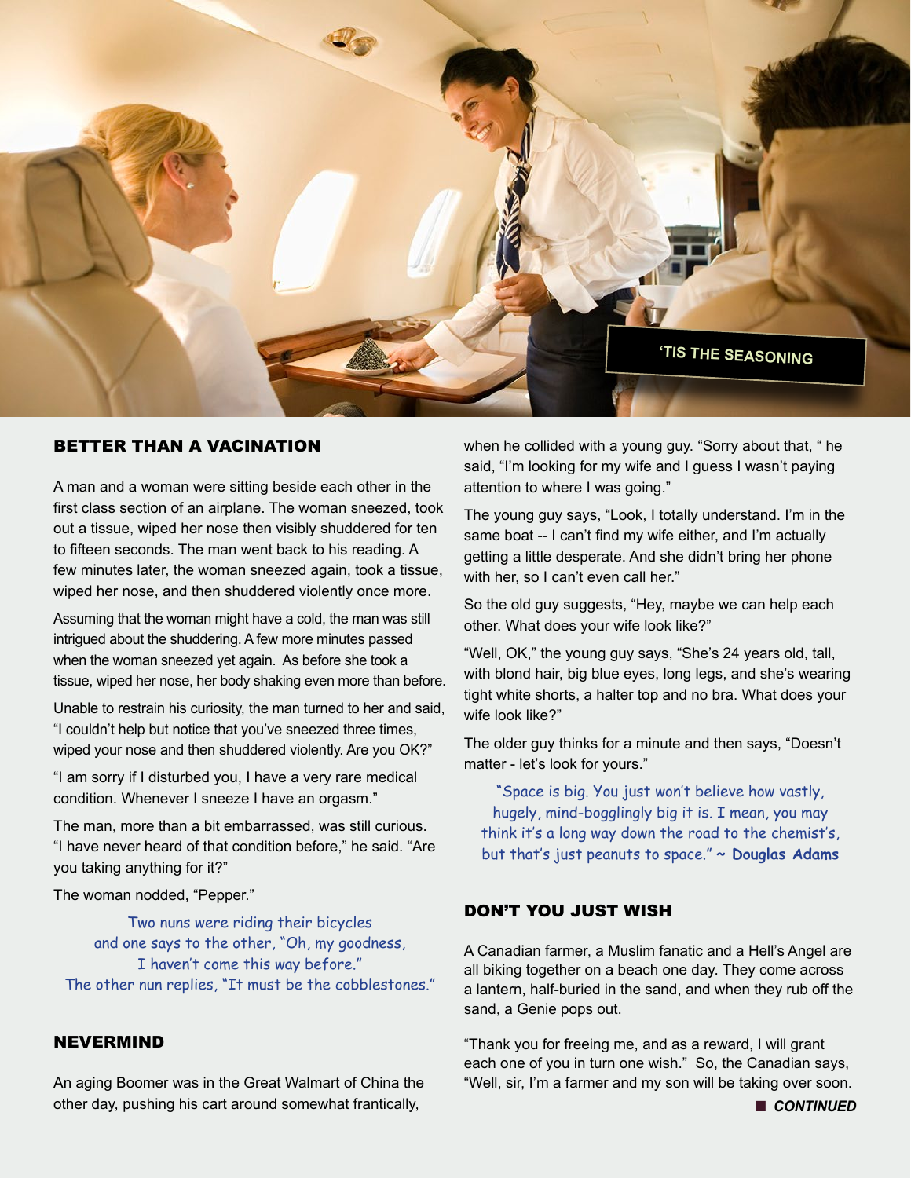'TIS THE SEASONING

## BETTER THAN A VACINATION

A man and a woman were sitting beside each other in the first class section of an airplane. The woman sneezed, took out a tissue, wiped her nose then visibly shuddered for ten to fifteen seconds. The man went back to his reading. A few minutes later, the woman sneezed again, took a tissue, wiped her nose, and then shuddered violently once more.

Assuming that the woman might have a cold, the man was still intrigued about the shuddering. A few more minutes passed when the woman sneezed yet again. As before she took a tissue, wiped her nose, her body shaking even more than before.

Unable to restrain his curiosity, the man turned to her and said, "I couldn't help but notice that you've sneezed three times, wiped your nose and then shuddered violently. Are you OK?"

"I am sorry if I disturbed you, I have a very rare medical condition. Whenever I sneeze I have an orgasm."

The man, more than a bit embarrassed, was still curious. "I have never heard of that condition before," he said. "Are you taking anything for it?"

The woman nodded, "Pepper."

Two nuns were riding their bicycles and one says to the other, "Oh, my goodness, I haven't come this way before." The other nun replies, "It must be the cobblestones."

## NEVERMIND

An aging Boomer was in the Great Walmart of China the other day, pushing his cart around somewhat frantically, when he collided with a young guy. "Sorry about that, " he said, "I'm looking for my wife and I guess I wasn't paying attention to where I was going."

The young guy says, "Look, I totally understand. I'm in the same boat -- I can't find my wife either, and I'm actually getting a little desperate. And she didn't bring her phone with her, so I can't even call her."

So the old guy suggests, "Hey, maybe we can help each other. What does your wife look like?"

"Well, OK," the young guy says, "She's 24 years old, tall, with blond hair, big blue eyes, long legs, and she's wearing tight white shorts, a halter top and no bra. What does your wife look like?"

The older guy thinks for a minute and then says, "Doesn't matter - let's look for yours."

"Space is big. You just won't believe how vastly, hugely, mind-bogglingly big it is. I mean, you may think it's a long way down the road to the chemist's, but that's just peanuts to space." **~ Douglas Adams**

## DON'T YOU JUST WISH

A Canadian farmer, a Muslim fanatic and a Hell's Angel are all biking together on a beach one day. They come across a lantern, half-buried in the sand, and when they rub off the sand, a Genie pops out.

"Thank you for freeing me, and as a reward, I will grant each one of you in turn one wish." So, the Canadian says, "Well, sir, I'm a farmer and my son will be taking over soon.

***CONTINUED***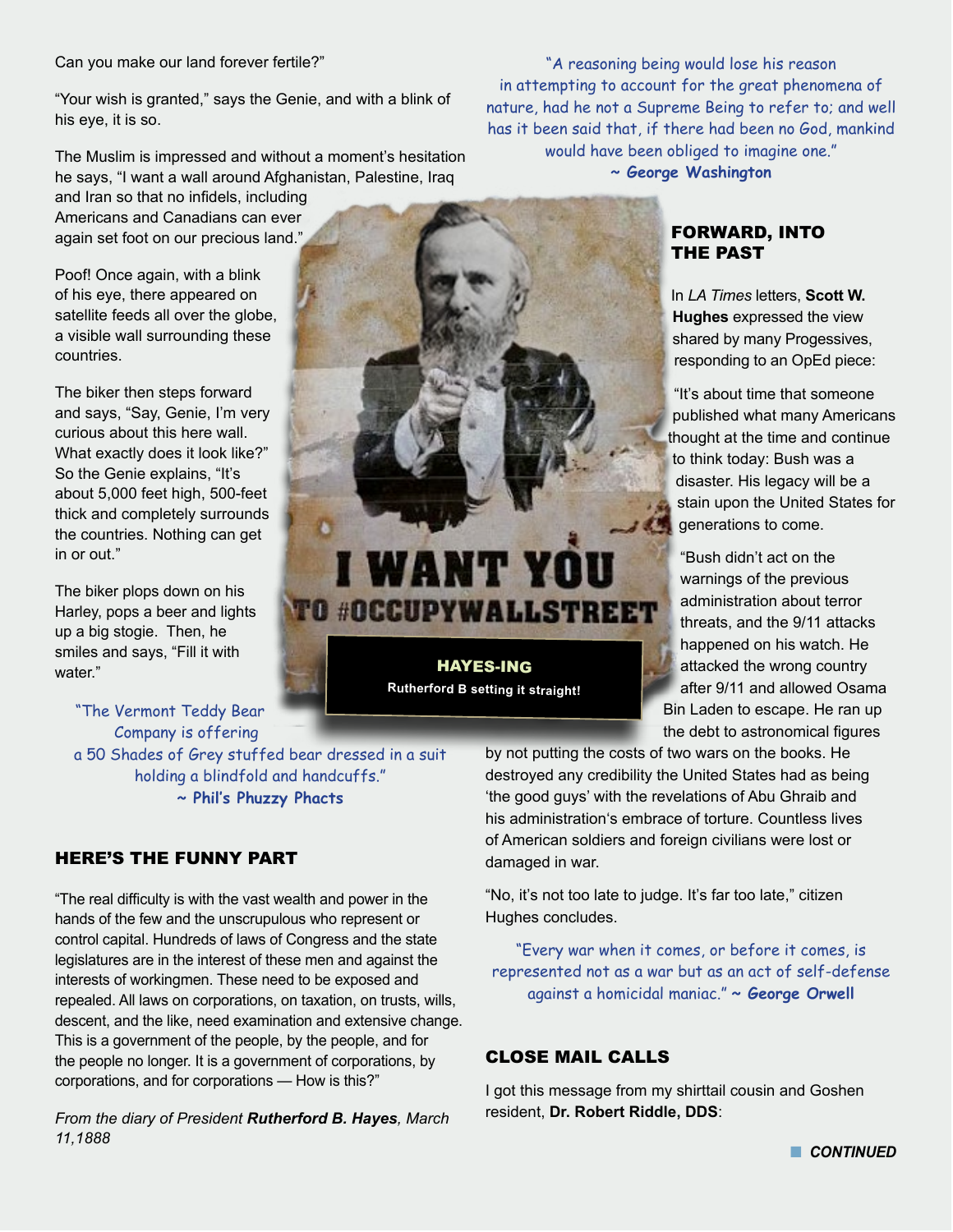Can you make our land forever fertile?"

"Your wish is granted," says the Genie, and with a blink of his eye, it is so.

The Muslim is impressed and without a moment's hesitation he says, "I want a wall around Afghanistan, Palestine, Iraq and Iran so that no infidels, including Americans and Canadians can ever again set foot on our precious land."

Poof! Once again, with a blink of his eye, there appeared on satellite feeds all over the globe, a visible wall surrounding these countries.

The biker then steps forward and says, "Say, Genie, I'm very curious about this here wall. What exactly does it look like?" So the Genie explains, "It's about 5,000 feet high, 500-feet thick and completely surrounds the countries. Nothing can get in or out."

The biker plops down on his Harley, pops a beer and lights up a big stogie. Then, he smiles and says, "Fill it with water."

"The Vermont Teddy Bear Company is offering a 50 Shades of Grey stuffed bear dressed in a suit holding a blindfold and handcuffs."
**~ Phil's Phuzzy Phacts**

## HERE'S THE FUNNY PART

"The real difficulty is with the vast wealth and power in the hands of the few and the unscrupulous who represent or control capital. Hundreds of laws of Congress and the state legislatures are in the interest of these men and against the interests of workingmen. These need to be exposed and repealed. All laws on corporations, on taxation, on trusts, wills, descent, and the like, need examination and extensive change. This is a government of the people, by the people, and for the people no longer. It is a government of corporations, by corporations, and for corporations — How is this?"

*From the diary of President **Rutherford B. Hayes**, March 11,1888*

I WANT YOU TO #OCCUPYWALLSTREET

**HAYES-ING**
**Rutherford B setting it straight!**

"A reasoning being would lose his reason in attempting to account for the great phenomena of nature, had he not a Supreme Being to refer to; and well has it been said that, if there had been no God, mankind would have been obliged to imagine one."
**~ George Washington**

## FORWARD, INTO THE PAST

In *LA Times* letters, **Scott W. Hughes** expressed the view shared by many Progessives, responding to an OpEd piece:

"It's about time that someone published what many Americans thought at the time and continue to think today: Bush was a disaster. His legacy will be a stain upon the United States for generations to come.

"Bush didn't act on the warnings of the previous administration about terror threats, and the 9/11 attacks happened on his watch. He attacked the wrong country after 9/11 and allowed Osama Bin Laden to escape. He ran up the debt to astronomical figures by not putting the costs of two wars on the books. He destroyed any credibility the United States had as being 'the good guys' with the revelations of Abu Ghraib and his administration's embrace of torture. Countless lives of American soldiers and foreign civilians were lost or damaged in war.

"No, it's not too late to judge. It's far too late," citizen Hughes concludes.

"Every war when it comes, or before it comes, is represented not as a war but as an act of self-defense against a homicidal maniac." **~ George Orwell**

## CLOSE MAIL CALLS

I got this message from my shirttail cousin and Goshen resident, **Dr. Robert Riddle, DDS**:

***CONTINUED***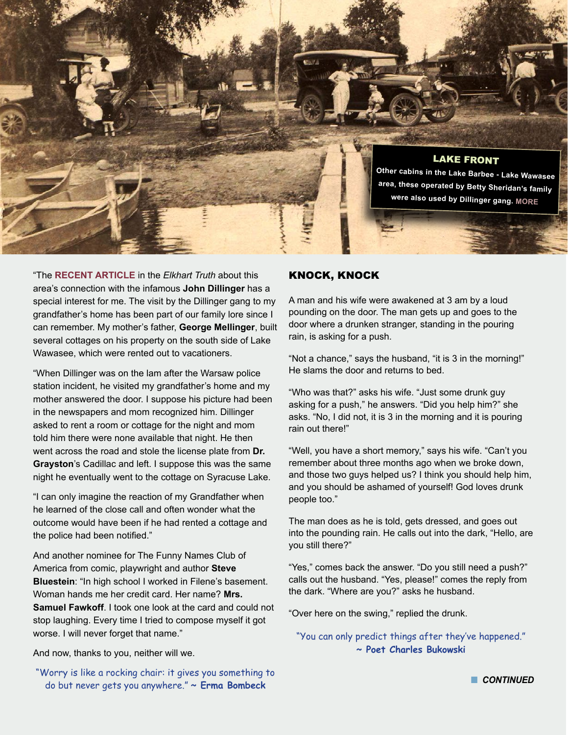**LAKE FRONT**

Other cabins in the Lake Barbee - Lake Wawasee area, these operated by Betty Sheridan's family were also used by Dillinger gang. MORE

"The **RECENT ARTICLE** in the *Elkhart Truth* about this area's connection with the infamous **John Dillinger** has a special interest for me. The visit by the Dillinger gang to my grandfather's home has been part of our family lore since I can remember. My mother's father, **George Mellinger**, built several cottages on his property on the south side of Lake Wawasee, which were rented out to vacationers.

"When Dillinger was on the lam after the Warsaw police station incident, he visited my grandfather's home and my mother answered the door. I suppose his picture had been in the newspapers and mom recognized him. Dillinger asked to rent a room or cottage for the night and mom told him there were none available that night. He then went across the road and stole the license plate from **Dr. Grayston**'s Cadillac and left. I suppose this was the same night he eventually went to the cottage on Syracuse Lake.

"I can only imagine the reaction of my Grandfather when he learned of the close call and often wonder what the outcome would have been if he had rented a cottage and the police had been notified."

And another nominee for The Funny Names Club of America from comic, playwright and author **Steve Bluestein**: "In high school I worked in Filene's basement. Woman hands me her credit card. Her name? **Mrs. Samuel Fawkoff**. I took one look at the card and could not stop laughing. Every time I tried to compose myself it got worse. I will never forget that name."

And now, thanks to you, neither will we.

"Worry is like a rocking chair: it gives you something to do but never gets you anywhere." ~ **Erma Bombeck**

## KNOCK, KNOCK

A man and his wife were awakened at 3 am by a loud pounding on the door. The man gets up and goes to the door where a drunken stranger, standing in the pouring rain, is asking for a push.

"Not a chance," says the husband, "it is 3 in the morning!" He slams the door and returns to bed.

"Who was that?" asks his wife. "Just some drunk guy asking for a push," he answers. "Did you help him?" she asks. "No, I did not, it is 3 in the morning and it is pouring rain out there!"

"Well, you have a short memory," says his wife. "Can't you remember about three months ago when we broke down, and those two guys helped us? I think you should help him, and you should be ashamed of yourself! God loves drunk people too."

The man does as he is told, gets dressed, and goes out into the pounding rain. He calls out into the dark, "Hello, are you still there?"

"Yes," comes back the answer. "Do you still need a push?" calls out the husband. "Yes, please!" comes the reply from the dark. "Where are you?" asks he husband.

"Over here on the swing," replied the drunk.

"You can only predict things after they've happened." ~ **Poet Charles Bukowski**

***CONTINUED***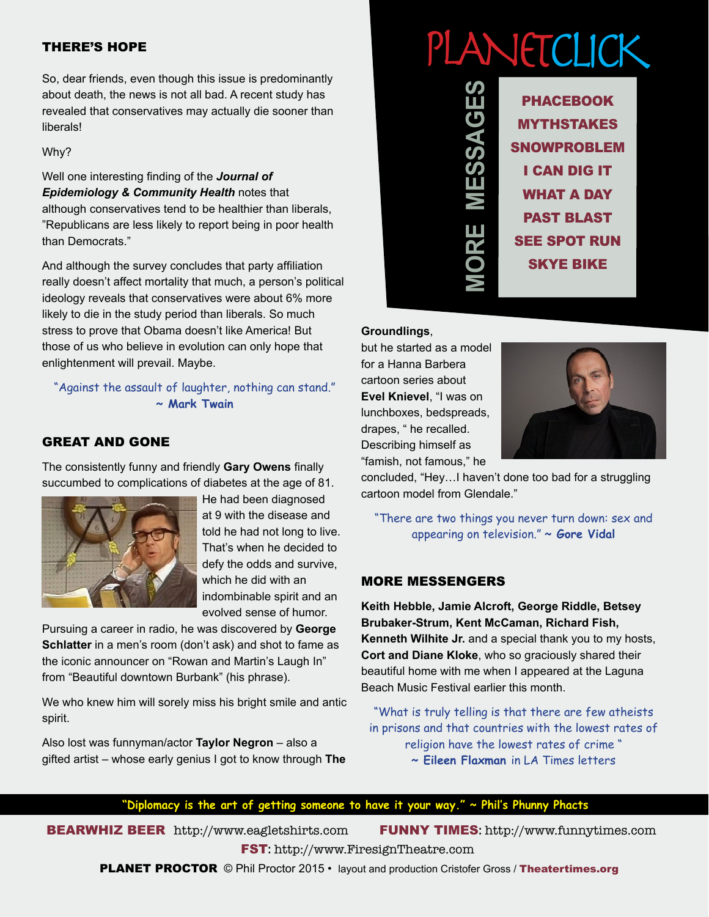## THERE'S HOPE

So, dear friends, even though this issue is predominantly about death, the news is not all bad. A recent study has revealed that conservatives may actually die sooner than liberals!

Why?

Well one interesting finding of the ***Journal of Epidemiology & Community Health*** notes that although conservatives tend to be healthier than liberals, "Republicans are less likely to report being in poor health than Democrats."

And although the survey concludes that party affiliation really doesn't affect mortality that much, a person's political ideology reveals that conservatives were about 6% more likely to die in the study period than liberals. So much stress to prove that Obama doesn't like America! But those of us who believe in evolution can only hope that enlightenment will prevail. Maybe.

"Against the assault of laughter, nothing can stand." ~ **Mark Twain**

## GREAT AND GONE

The consistently funny and friendly **Gary Owens** finally succumbed to complications of diabetes at the age of 81. He had been diagnosed at 9 with the disease and told he had not long to live. That's when he decided to defy the odds and survive, which he did with an indombinable spirit and an evolved sense of humor.

Pursuing a career in radio, he was discovered by **George Schlatter** in a men's room (don't ask) and shot to fame as the iconic announcer on "Rowan and Martin's Laugh In" from "Beautiful downtown Burbank" (his phrase).

We who knew him will sorely miss his bright smile and antic spirit.

Also lost was funnyman/actor **Taylor Negron** – also a gifted artist – whose early genius I got to know through **The Groundlings**, but he started as a model for a Hanna Barbera cartoon series about **Evel Knievel**, "I was on lunchboxes, bedspreads, drapes, " he recalled. Describing himself as "famish, not famous," he concluded, "Hey…I haven't done too bad for a struggling cartoon model from Glendale."

"There are two things you never turn down: sex and appearing on television." ~ **Gore Vidal**

# PLANETCLICK

## MORE MESSAGES

- PHACEBOOK
- MYTHSTAKES
- SNOWPROBLEM
- I CAN DIG IT
- WHAT A DAY
- PAST BLAST
- SEE SPOT RUN
- SKYE BIKE

## MORE MESSENGERS

**Keith Hebble, Jamie Alcroft, George Riddle, Betsey Brubaker-Strum, Kent McCaman, Richard Fish, Kenneth Wilhite Jr.** and a special thank you to my hosts, **Cort and Diane Kloke**, who so graciously shared their beautiful home with me when I appeared at the Laguna Beach Music Festival earlier this month.

"What is truly telling is that there are few atheists in prisons and that countries with the lowest rates of religion have the lowest rates of crime " ~ **Eileen Flaxman** in LA Times letters

"Diplomacy is the art of getting someone to have it your way." ~ Phil's Phunny Phacts

**BEARWHIZ BEER** http://www.eagletshirts.com **FUNNY TIMES**: http://www.funnytimes.com

**FST**: http://www.FiresignTheatre.com

**PLANET PROCTOR** © Phil Proctor 2015 • layout and production Cristofer Gross / **Theatertimes.org**